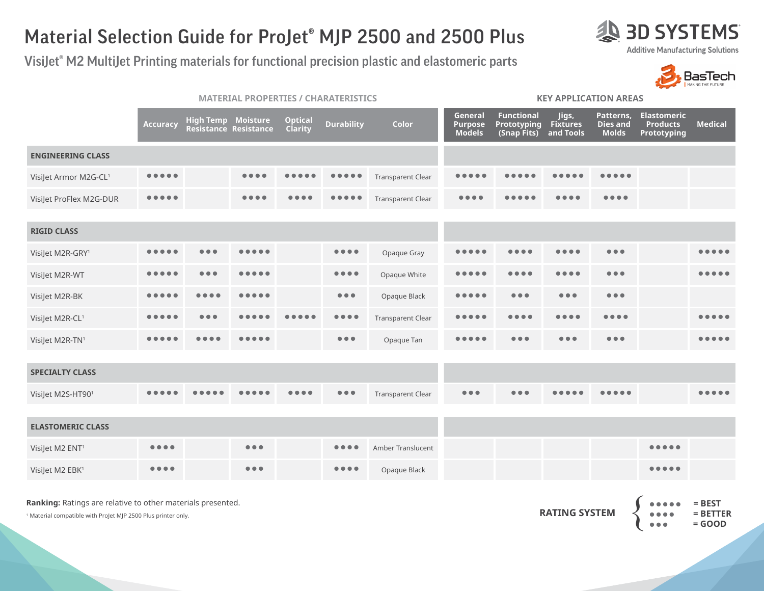# Material Selection Guide for ProJet® MJP 2500 and 2500 Plus

## VisiJet® M2 MultiJet Printing materials for functional precision plastic and elastomeric parts

3D SYSTEMS
Additive Manufacturing Solutions

BasTech
MAKING THE FUTURE

| | MATERIAL PROPERTIES / CHARATERISTICS | | | | | | KEY APPLICATION AREAS | | | | | |
|---|---|---|---|---|---|---|---|---|---|---|---|---|
| | Accuracy | High Temp Resistance | Moisture Resistance | Optical Clarity | Durability | Color | General Purpose Models | Functional Prototyping (Snap Fits) | Jigs, Fixtures and Tools | Patterns, Dies and Molds | Elastomeric Products Prototyping | Medical |
| **ENGINEERING CLASS** | | | | | | | | | | | | |
| VisiJet Armor M2G-CL[1] | ●●●●● | | ●●●● | ●●●●● | ●●●●● | Transparent Clear | ●●●●● | ●●●●● | ●●●●● | ●●●●● | | |
| VisiJet ProFlex M2G-DUR | ●●●●● | | ●●●● | ●●●● | ●●●●● | Transparent Clear | ●●●● | ●●●●● | ●●●● | ●●●● | | |
| **RIGID CLASS** | | | | | | | | | | | | |
| VisiJet M2R-GRY[1] | ●●●●● | ●●● | ●●●●● | | ●●●● | Opaque Gray | ●●●●● | ●●●● | ●●●● | ●●● | | ●●●●● |
| VisiJet M2R-WT | ●●●●● | ●●● | ●●●●● | | ●●●● | Opaque White | ●●●●● | ●●●● | ●●●● | ●●● | | ●●●●● |
| VisiJet M2R-BK | ●●●●● | ●●●● | ●●●●● | | ●●● | Opaque Black | ●●●●● | ●●● | ●●● | ●●● | | |
| VisiJet M2R-CL[1] | ●●●●● | ●●● | ●●●●● | ●●●●● | ●●●● | Transparent Clear | ●●●●● | ●●●● | ●●●● | ●●●● | | ●●●●● |
| VisiJet M2R-TN[1] | ●●●●● | ●●●● | ●●●●● | | ●●● | Opaque Tan | ●●●●● | ●●● | ●●● | ●●● | | ●●●●● |
| **SPECIALTY CLASS** | | | | | | | | | | | | |
| VisiJet M2S-HT90[1] | ●●●●● | ●●●●● | ●●●●● | ●●●● | ●●● | Transparent Clear | ●●● | ●●● | ●●●●● | ●●●●● | | ●●●●● |
| **ELASTOMERIC CLASS** | | | | | | | | | | | | |
| VisiJet M2 ENT[1] | ●●●● | | ●●● | | ●●●● | Amber Translucent | | | | | ●●●●● | |
| VisiJet M2 EBK[1] | ●●●● | | ●●● | | ●●●● | Opaque Black | | | | | ●●●●● | |

**Ranking:** Ratings are relative to other materials presented.

[1] Material compatible with ProJet MJP 2500 Plus printer only.

**RATING SYSTEM**
- ●●●●● = **BEST**
- ●●●● = **BETTER**
- ●●● = **GOOD**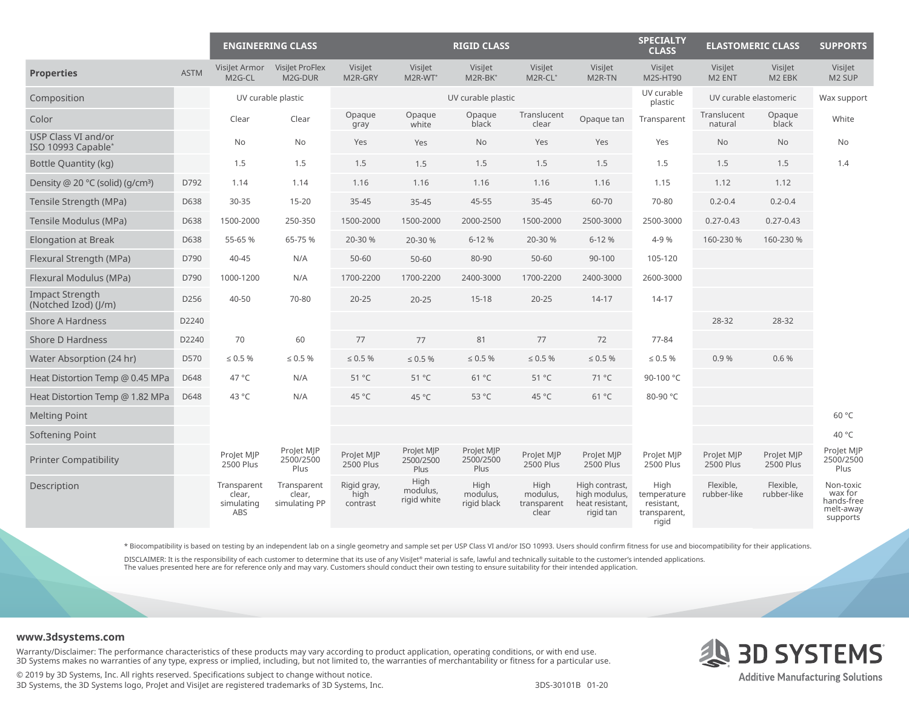| | | ENGINEERING CLASS | | RIGID CLASS | | | | | SPECIALTY CLASS | ELASTOMERIC CLASS | | SUPPORTS |
|---|---|---|---|---|---|---|---|---|---|---|---|---|
| **Properties** | ASTM | VisiJet Armor M2G-CL | VisiJet ProFlex M2G-DUR | VisiJet M2R-GRY | VisiJet M2R-WT* | VisiJet M2R-BK* | VisiJet M2R-CL* | VisiJet M2R-TN | VisiJet M2S-HT90 | VisiJet M2 ENT | VisiJet M2 EBK | VisiJet M2 SUP |
| Composition | | UV curable plastic | | UV curable plastic | | | | | UV curable plastic | UV curable elastomeric | | Wax support |
| Color | | Clear | Clear | Opaque gray | Opaque white | Opaque black | Translucent clear | Opaque tan | Transparent | Translucent natural | Opaque black | White |
| USP Class VI and/or ISO 10993 Capable* | | No | No | Yes | Yes | No | Yes | Yes | Yes | No | No | No |
| Bottle Quantity (kg) | | 1.5 | 1.5 | 1.5 | 1.5 | 1.5 | 1.5 | 1.5 | 1.5 | 1.5 | 1.5 | 1.4 |
| Density @ 20 °C (solid) (g/cm³) | D792 | 1.14 | 1.14 | 1.16 | 1.16 | 1.16 | 1.16 | 1.16 | 1.15 | 1.12 | 1.12 | |
| Tensile Strength (MPa) | D638 | 30-35 | 15-20 | 35-45 | 35-45 | 45-55 | 35-45 | 60-70 | 70-80 | 0.2-0.4 | 0.2-0.4 | |
| Tensile Modulus (MPa) | D638 | 1500-2000 | 250-350 | 1500-2000 | 1500-2000 | 2000-2500 | 1500-2000 | 2500-3000 | 2500-3000 | 0.27-0.43 | 0.27-0.43 | |
| Elongation at Break | D638 | 55-65 % | 65-75 % | 20-30 % | 20-30 % | 6-12 % | 20-30 % | 6-12 % | 4-9 % | 160-230 % | 160-230 % | |
| Flexural Strength (MPa) | D790 | 40-45 | N/A | 50-60 | 50-60 | 80-90 | 50-60 | 90-100 | 105-120 | | | |
| Flexural Modulus (MPa) | D790 | 1000-1200 | N/A | 1700-2200 | 1700-2200 | 2400-3000 | 1700-2200 | 2400-3000 | 2600-3000 | | | |
| Impact Strength (Notched Izod) (J/m) | D256 | 40-50 | 70-80 | 20-25 | 20-25 | 15-18 | 20-25 | 14-17 | 14-17 | | | |
| Shore A Hardness | D2240 | | | | | | | | | 28-32 | 28-32 | |
| Shore D Hardness | D2240 | 70 | 60 | 77 | 77 | 81 | 77 | 72 | 77-84 | | | |
| Water Absorption (24 hr) | D570 | ≤ 0.5 % | ≤ 0.5 % | ≤ 0.5 % | ≤ 0.5 % | ≤ 0.5 % | ≤ 0.5 % | ≤ 0.5 % | ≤ 0.5 % | 0.9 % | 0.6 % | |
| Heat Distortion Temp @ 0.45 MPa | D648 | 47 °C | N/A | 51 °C | 51 °C | 61 °C | 51 °C | 71 °C | 90-100 °C | | | |
| Heat Distortion Temp @ 1.82 MPa | D648 | 43 °C | N/A | 45 °C | 45 °C | 53 °C | 45 °C | 61 °C | 80-90 °C | | | |
| Melting Point | | | | | | | | | | | | 60 °C |
| Softening Point | | | | | | | | | | | | 40 °C |
| Printer Compatibility | | ProJet MJP 2500 Plus | ProJet MJP 2500/2500 Plus | ProJet MJP 2500 Plus | ProJet MJP 2500/2500 Plus | ProJet MJP 2500/2500 Plus | ProJet MJP 2500 Plus | ProJet MJP 2500 Plus | ProJet MJP 2500 Plus | ProJet MJP 2500 Plus | ProJet MJP 2500 Plus | ProJet MJP 2500/2500 Plus |
| Description | | Transparent clear, simulating ABS | Transparent clear, simulating PP | Rigid gray, high contrast | High modulus, rigid white | High modulus, rigid black | High modulus, transparent clear | High contrast, high modulus, heat resistant, rigid tan | High temperature resistant, transparent, rigid | Flexible, rubber-like | Flexible, rubber-like | Non-toxic wax for hands-free melt-away supports |

* Biocompatibility is based on testing by an independent lab on a single geometry and sample set per USP Class VI and/or ISO 10993. Users should confirm fitness for use and biocompatibility for their applications.

DISCLAIMER: It is the responsibility of each customer to determine that its use of any VisiJet® material is safe, lawful and technically suitable to the customer's intended applications. The values presented here are for reference only and may vary. Customers should conduct their own testing to ensure suitability for their intended application.

**www.3dsystems.com**

Warranty/Disclaimer: The performance characteristics of these products may vary according to product application, operating conditions, or with end use. 3D Systems makes no warranties of any type, express or implied, including, but not limited to, the warranties of merchantability or fitness for a particular use.

© 2019 by 3D Systems, Inc. All rights reserved. Specifications subject to change without notice. 3D Systems, the 3D Systems logo, ProJet and VisiJet are registered trademarks of 3D Systems, Inc.

3DS-30101B 01-20

3D SYSTEMS
Additive Manufacturing Solutions